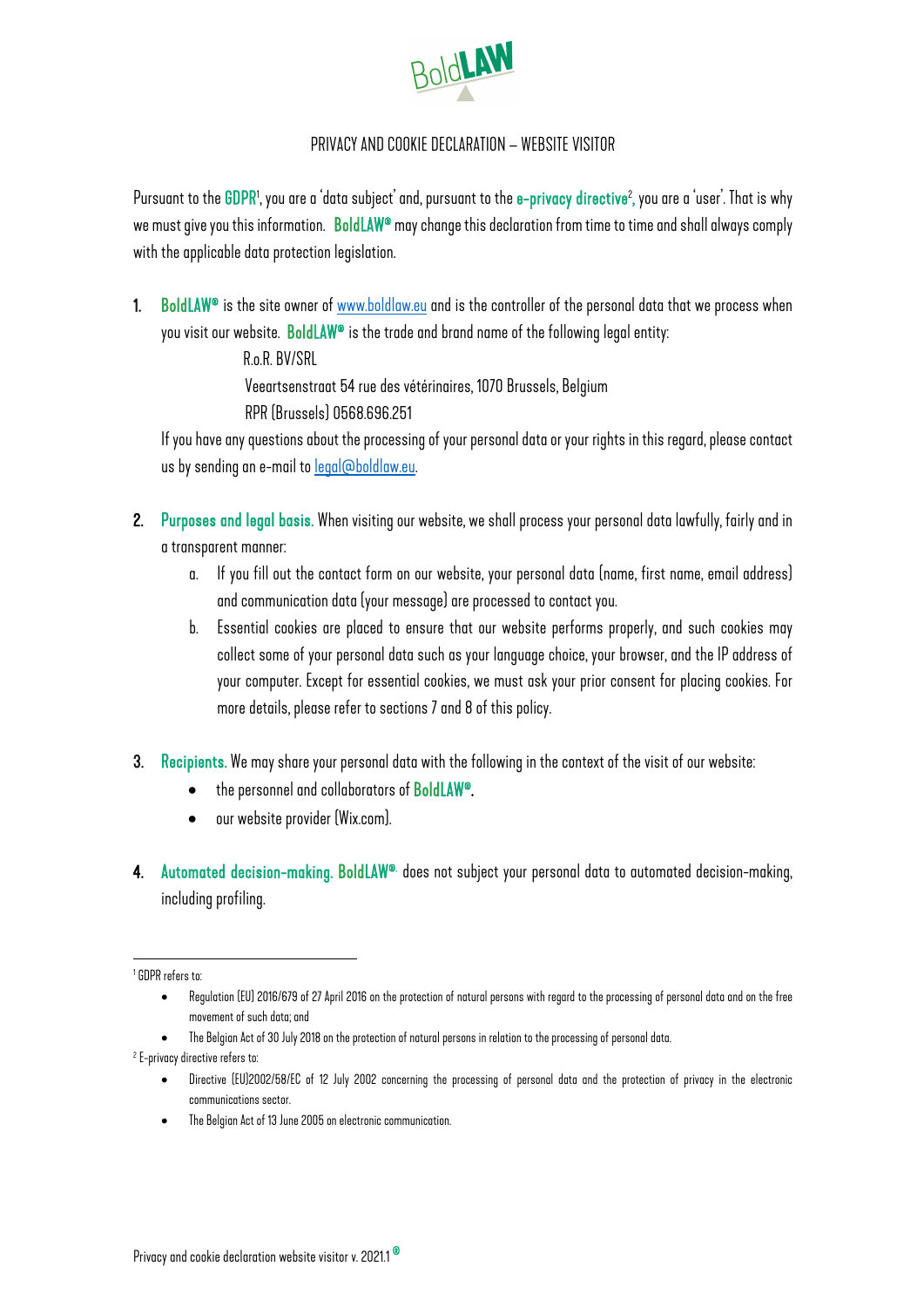BoldLAW

# PRIVACY AND COOKIE DECLARATION – WEBSITE VISITOR

Pursuant to the **GDPR**[1], you are a 'data subject' and, pursuant to the **e-privacy directive**[2], you are a 'user'. That is why we must give you this information. **BoldLAW®** may change this declaration from time to time and shall always comply with the applicable data protection legislation.

1. **BoldLAW®** is the site owner of www.boldlaw.eu and is the controller of the personal data that we process when you visit our website. **BoldLAW®** is the trade and brand name of the following legal entity:

   R.o.R. BV/SRL
   Veeartsenstraat 54 rue des vétérinaires, 1070 Brussels, Belgium
   RPR (Brussels) 0568.696.251

   If you have any questions about the processing of your personal data or your rights in this regard, please contact us by sending an e-mail to legal@boldlaw.eu.

2. **Purposes and legal basis.** When visiting our website, we shall process your personal data lawfully, fairly and in a transparent manner:
   a. If you fill out the contact form on our website, your personal data (name, first name, email address) and communication data (your message) are processed to contact you.
   b. Essential cookies are placed to ensure that our website performs properly, and such cookies may collect some of your personal data such as your language choice, your browser, and the IP address of your computer. Except for essential cookies, we must ask your prior consent for placing cookies. For more details, please refer to sections 7 and 8 of this policy.

3. **Recipients.** We may share your personal data with the following in the context of the visit of our website:
   - the personnel and collaborators of **BoldLAW®**.
   - our website provider (Wix.com).

4. **Automated decision-making. BoldLAW®** does not subject your personal data to automated decision-making, including profiling.

---

[1] GDPR refers to:
- Regulation (EU) 2016/679 of 27 April 2016 on the protection of natural persons with regard to the processing of personal data and on the free movement of such data; and
- The Belgian Act of 30 July 2018 on the protection of natural persons in relation to the processing of personal data.

[2] E-privacy directive refers to:
- Directive (EU)2002/58/EC of 12 July 2002 concerning the processing of personal data and the protection of privacy in the electronic communications sector.
- The Belgian Act of 13 June 2005 on electronic communication.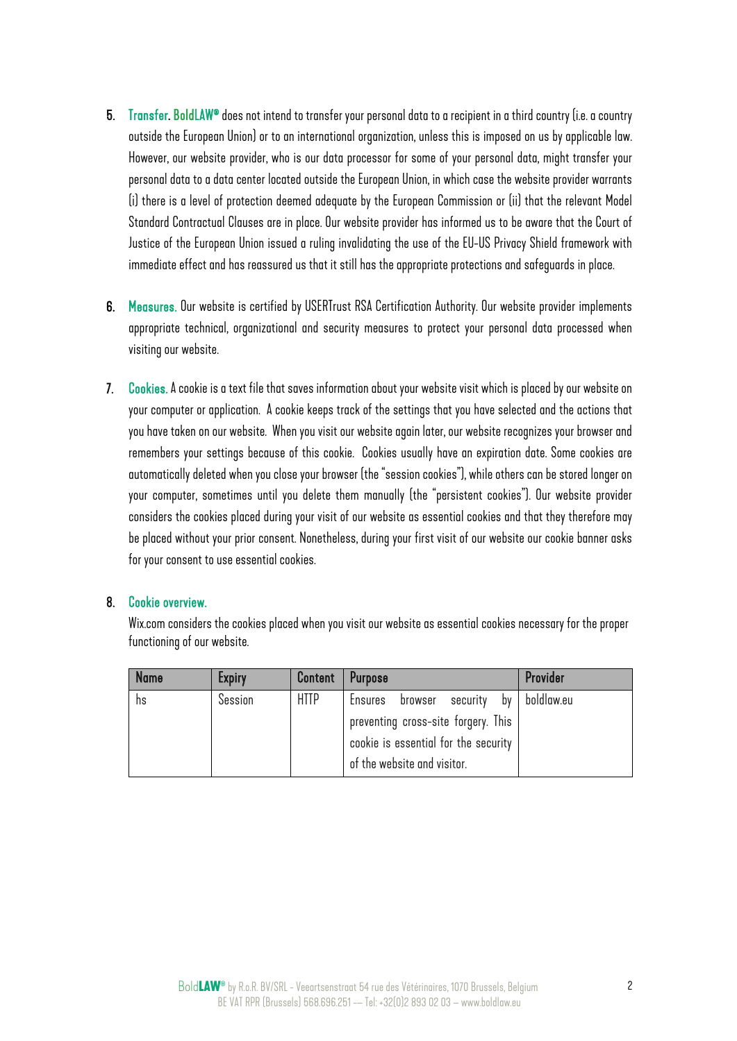5. **Transfer. BoldLAW®** does not intend to transfer your personal data to a recipient in a third country (i.e. a country outside the European Union) or to an international organization, unless this is imposed on us by applicable law. However, our website provider, who is our data processor for some of your personal data, might transfer your personal data to a data center located outside the European Union, in which case the website provider warrants (i) there is a level of protection deemed adequate by the European Commission or (ii) that the relevant Model Standard Contractual Clauses are in place. Our website provider has informed us to be aware that the Court of Justice of the European Union issued a ruling invalidating the use of the EU-US Privacy Shield framework with immediate effect and has reassured us that it still has the appropriate protections and safeguards in place.

6. **Measures.** Our website is certified by USERTrust RSA Certification Authority. Our website provider implements appropriate technical, organizational and security measures to protect your personal data processed when visiting our website.

7. **Cookies.** A cookie is a text file that saves information about your website visit which is placed by our website on your computer or application. A cookie keeps track of the settings that you have selected and the actions that you have taken on our website. When you visit our website again later, our website recognizes your browser and remembers your settings because of this cookie. Cookies usually have an expiration date. Some cookies are automatically deleted when you close your browser (the "session cookies"), while others can be stored longer on your computer, sometimes until you delete them manually (the "persistent cookies"). Our website provider considers the cookies placed during your visit of our website as essential cookies and that they therefore may be placed without your prior consent. Nonetheless, during your first visit of our website our cookie banner asks for your consent to use essential cookies.

8. **Cookie overview.**

   Wix.com considers the cookies placed when you visit our website as essential cookies necessary for the proper functioning of our website.

| Name | Expiry | Content | Purpose | Provider |
|---|---|---|---|---|
| hs | Session | HTTP | Ensures browser security by preventing cross-site forgery. This cookie is essential for the security of the website and visitor. | boldlaw.eu |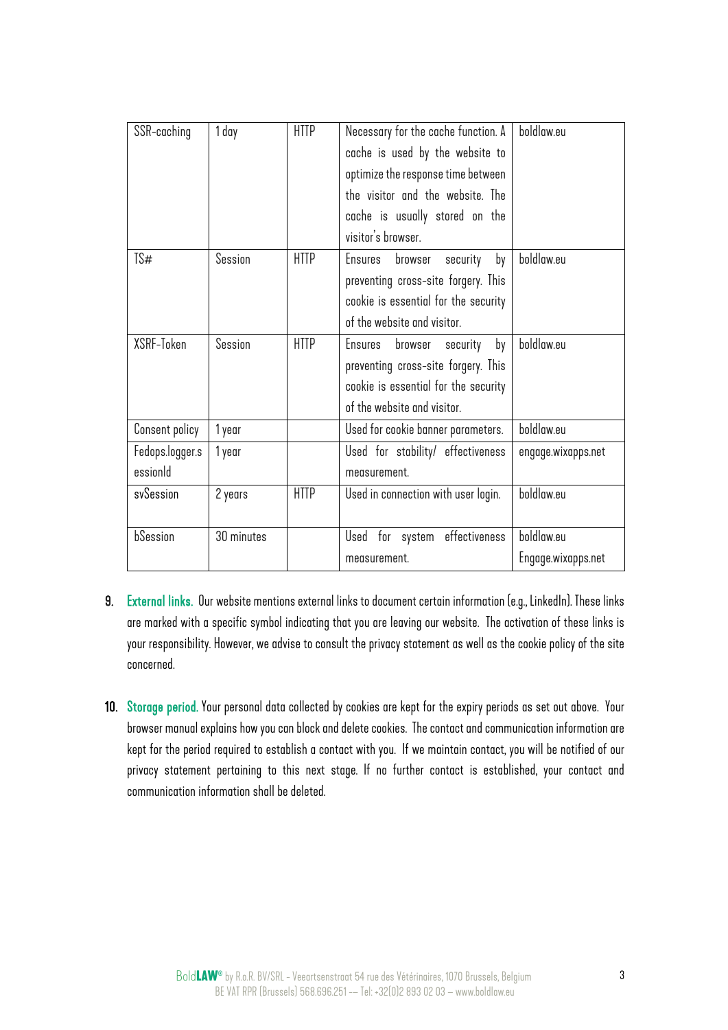| SSR-caching | 1 day | HTTP | Necessary for the cache function. A cache is used by the website to optimize the response time between the visitor and the website. The cache is usually stored on the visitor's browser. | boldlaw.eu |
|---|---|---|---|---|
| TS# | Session | HTTP | Ensures browser security by preventing cross-site forgery. This cookie is essential for the security of the website and visitor. | boldlaw.eu |
| XSRF-Token | Session | HTTP | Ensures browser security by preventing cross-site forgery. This cookie is essential for the security of the website and visitor. | boldlaw.eu |
| Consent policy | 1 year | | Used for cookie banner parameters. | boldlaw.eu |
| Fedops.logger.sessionId | 1 year | | Used for stability/ effectiveness measurement. | engage.wixapps.net |
| svSession | 2 years | HTTP | Used in connection with user login. | boldlaw.eu |
| bSession | 30 minutes | | Used for system effectiveness measurement. | boldlaw.eu Engage.wixapps.net |

9. **External links.** Our website mentions external links to document certain information (e.g., LinkedIn). These links are marked with a specific symbol indicating that you are leaving our website. The activation of these links is your responsibility. However, we advise to consult the privacy statement as well as the cookie policy of the site concerned.

10. **Storage period.** Your personal data collected by cookies are kept for the expiry periods as set out above. Your browser manual explains how you can block and delete cookies. The contact and communication information are kept for the period required to establish a contact with you. If we maintain contact, you will be notified of our privacy statement pertaining to this next stage. If no further contact is established, your contact and communication information shall be deleted.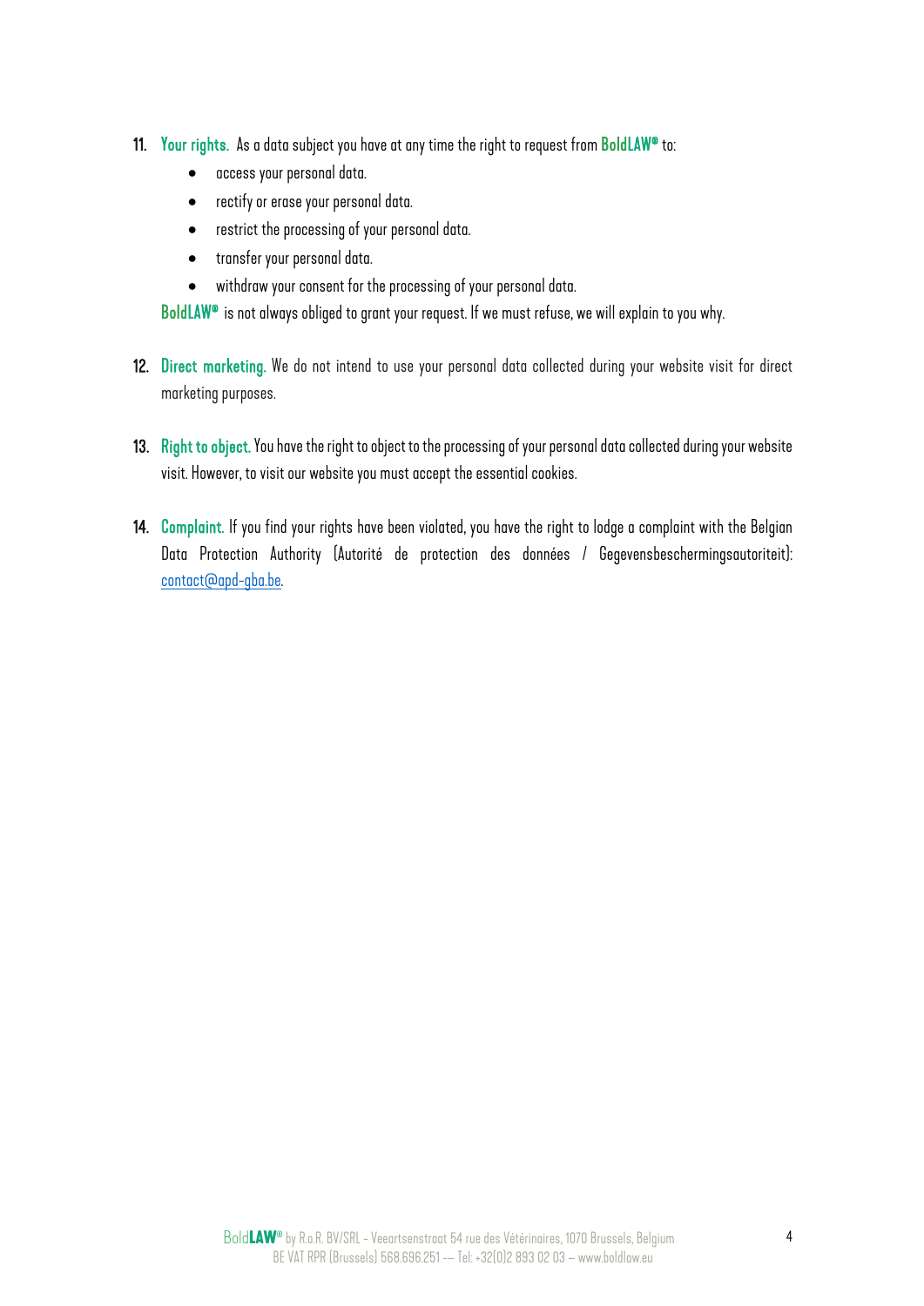11. **Your rights.** As a data subject you have at any time the right to request from **BoldLAW®** to:
    - access your personal data.
    - rectify or erase your personal data.
    - restrict the processing of your personal data.
    - transfer your personal data.
    - withdraw your consent for the processing of your personal data.

    **BoldLAW®** is not always obliged to grant your request. If we must refuse, we will explain to you why.

12. **Direct marketing.** We do not intend to use your personal data collected during your website visit for direct marketing purposes.

13. **Right to object.** You have the right to object to the processing of your personal data collected during your website visit. However, to visit our website you must accept the essential cookies.

14. **Complaint.** If you find your rights have been violated, you have the right to lodge a complaint with the Belgian Data Protection Authority (Autorité de protection des données / Gegevensbeschermingsautoriteit): [contact@apd-gba.be](mailto:contact@apd-gba.be).